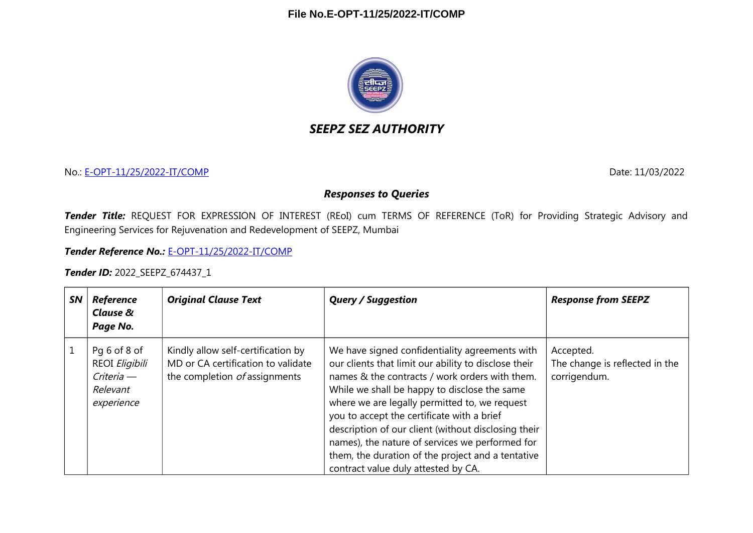File No.E-OPT-11/25/2022-IT/COMP

# *SEEPZ SEZ AUTHORITY*

No.: E-OPT-11/25/2022-IT/COMP

Date: 11/03/2022

## *Responses to Queries*

***Tender Title:*** REQUEST FOR EXPRESSION OF INTEREST (REoI) cum TERMS OF REFERENCE (ToR) for Providing Strategic Advisory and Engineering Services for Rejuvenation and Redevelopment of SEEPZ, Mumbai

***Tender Reference No.:*** E-OPT-11/25/2022-IT/COMP

***Tender ID:*** 2022_SEEPZ_674437_1

| ***SN*** | ***Reference Clause & Page No.*** | ***Original Clause Text*** | ***Query / Suggestion*** | ***Response from SEEPZ*** |
|---|---|---|---|---|
| 1 | Pg 6 of 8 of REOI *Eligibili Criteria — Relevant experience* | Kindly allow self-certification by MD or CA certification to validate the completion *of* assignments | We have signed confidentiality agreements with our clients that limit our ability to disclose their names & the contracts / work orders with them. While we shall be happy to disclose the same where we are legally permitted to, we request you to accept the certificate with a brief description of our client (without disclosing their names), the nature of services we performed for them, the duration of the project and a tentative contract value duly attested by CA. | Accepted. The change is reflected in the corrigendum. |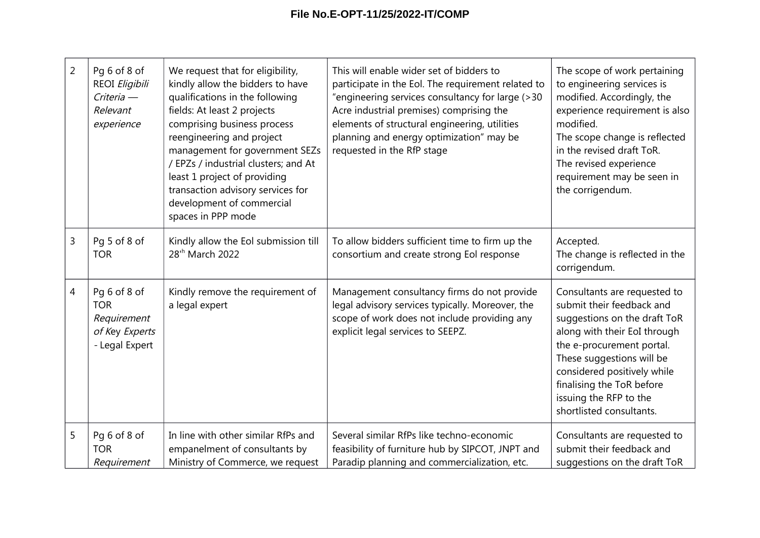| 2 | Pg 6 of 8 of REOI *Eligibili Criteria — Relevant experience* | We request that for eligibility, kindly allow the bidders to have qualifications in the following fields: At least 2 projects comprising business process reengineering and project management for government SEZs / EPZs / industrial clusters; and At least 1 project of providing transaction advisory services for development of commercial spaces in PPP mode | This will enable wider set of bidders to participate in the EoI. The requirement related to "engineering services consultancy for large (>30 Acre industrial premises) comprising the elements of structural engineering, utilities planning and energy optimization" may be requested in the RfP stage | The scope of work pertaining to engineering services is modified. Accordingly, the experience requirement is also modified. The scope change is reflected in the revised draft ToR. The revised experience requirement may be seen in the corrigendum. |
|---|---|---|---|---|
| 3 | Pg 5 of 8 of TOR | Kindly allow the EoI submission till 28th March 2022 | To allow bidders sufficient time to firm up the consortium and create strong EoI response | Accepted. The change is reflected in the corrigendum. |
| 4 | Pg 6 of 8 of TOR *Requirement of Key Experts* - Legal Expert | Kindly remove the requirement of a legal expert | Management consultancy firms do not provide legal advisory services typically. Moreover, the scope of work does not include providing any explicit legal services to SEEPZ. | Consultants are requested to submit their feedback and suggestions on the draft ToR along with their EoI through the e-procurement portal. These suggestions will be considered positively while finalising the ToR before issuing the RFP to the shortlisted consultants. |
| 5 | Pg 6 of 8 of TOR *Requirement* | In line with other similar RfPs and empanelment of consultants by Ministry of Commerce, we request | Several similar RfPs like techno-economic feasibility of furniture hub by SIPCOT, JNPT and Paradip planning and commercialization, etc. | Consultants are requested to submit their feedback and suggestions on the draft ToR |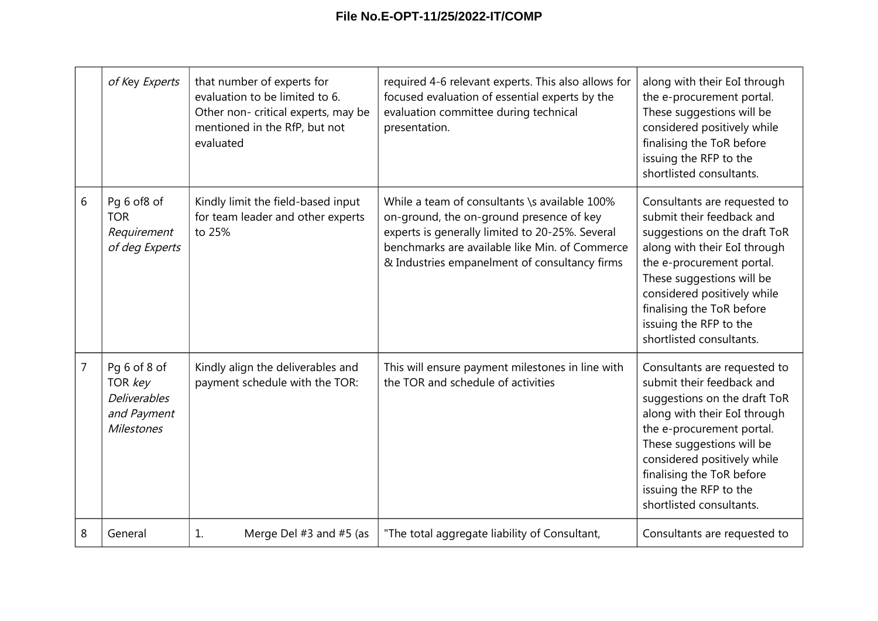| | | | | |
|---|---|---|---|---|
| | *of Key Experts* | that number of experts for evaluation to be limited to 6. Other non- critical experts, may be mentioned in the RfP, but not evaluated | required 4-6 relevant experts. This also allows for focused evaluation of essential experts by the evaluation committee during technical presentation. | along with their EoI through the e-procurement portal. These suggestions will be considered positively while finalising the ToR before issuing the RFP to the shortlisted consultants. |
| 6 | Pg 6 of8 of TOR *Requirement of deg Experts* | Kindly limit the field-based input for team leader and other experts to 25% | While a team of consultants \s available 100% on-ground, the on-ground presence of key experts is generally limited to 20-25%. Several benchmarks are available like Min. of Commerce & Industries empanelment of consultancy firms | Consultants are requested to submit their feedback and suggestions on the draft ToR along with their EoI through the e-procurement portal. These suggestions will be considered positively while finalising the ToR before issuing the RFP to the shortlisted consultants. |
| 7 | Pg 6 of 8 of TOR *key Deliverables and Payment Milestones* | Kindly align the deliverables and payment schedule with the TOR: | This will ensure payment milestones in line with the TOR and schedule of activities | Consultants are requested to submit their feedback and suggestions on the draft ToR along with their EoI through the e-procurement portal. These suggestions will be considered positively while finalising the ToR before issuing the RFP to the shortlisted consultants. |
| 8 | General | 1. Merge Del #3 and #5 (as | "The total aggregate liability of Consultant, | Consultants are requested to |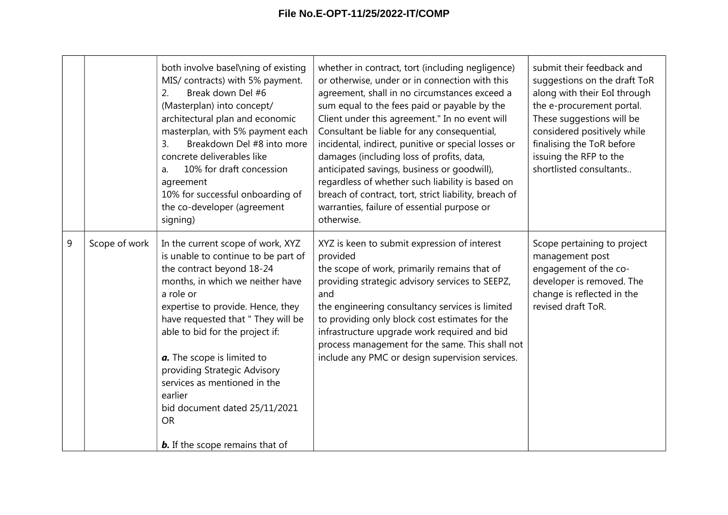| | | | | |
|---|---|---|---|---|
| | | both involve basel\ning of existing MIS/ contracts) with 5% payment.<br>2. Break down Del #6 (Masterplan) into concept/ architectural plan and economic masterplan, with 5% payment each<br>3. Breakdown Del #8 into more concrete deliverables like<br>a. 10% for draft concession agreement<br>10% for successful onboarding of the co-developer (agreement signing) | whether in contract, tort (including negligence) or otherwise, under or in connection with this agreement, shall in no circumstances exceed a sum equal to the fees paid or payable by the Client under this agreement." In no event will Consultant be liable for any consequential, incidental, indirect, punitive or special losses or damages (including loss of profits, data, anticipated savings, business or goodwill), regardless of whether such liability is based on breach of contract, tort, strict liability, breach of warranties, failure of essential purpose or otherwise. | submit their feedback and suggestions on the draft ToR along with their EoI through the e-procurement portal. These suggestions will be considered positively while finalising the ToR before issuing the RFP to the shortlisted consultants.. |
| 9 | Scope of work | In the current scope of work, XYZ is unable to continue to be part of the contract beyond 18-24 months, in which we neither have a role or expertise to provide. Hence, they have requested that " They will be able to bid for the project if:<br><br>***a.*** The scope is limited to providing Strategic Advisory services as mentioned in the earlier bid document dated 25/11/2021 OR<br><br>***b.*** If the scope remains that of | XYZ is keen to submit expression of interest provided the scope of work, primarily remains that of providing strategic advisory services to SEEPZ, and the engineering consultancy services is limited to providing only block cost estimates for the infrastructure upgrade work required and bid process management for the same. This shall not include any PMC or design supervision services. | Scope pertaining to project management post engagement of the co-developer is removed. The change is reflected in the revised draft ToR. |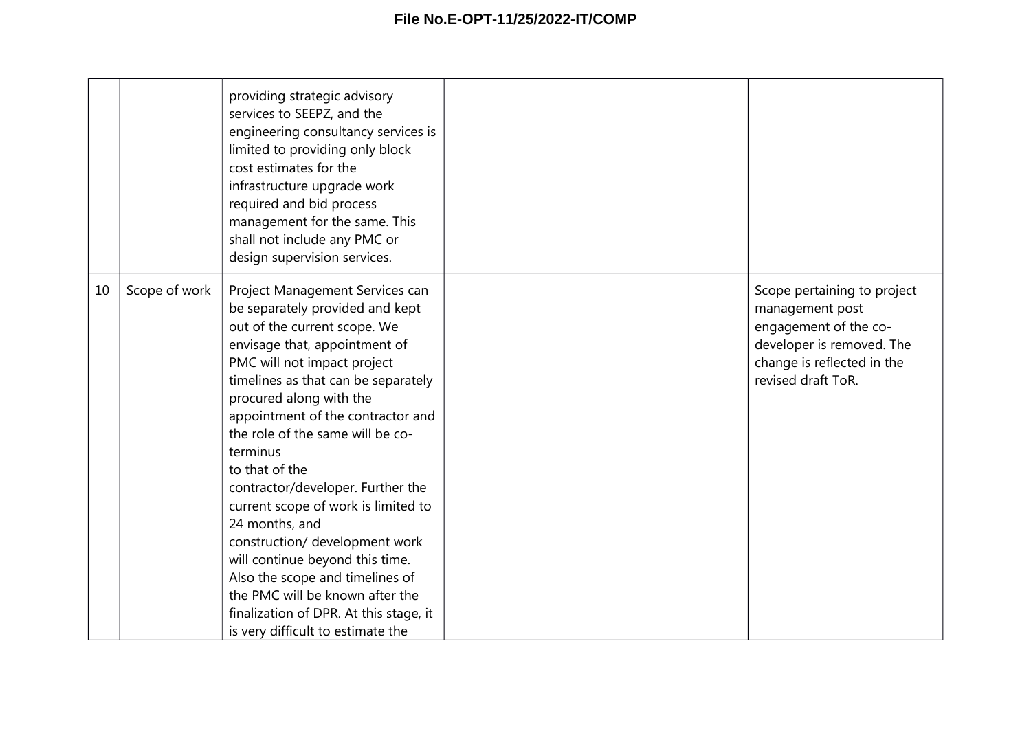| | | | | |
|---|---|---|---|---|
| | | providing strategic advisory services to SEEPZ, and the engineering consultancy services is limited to providing only block cost estimates for the infrastructure upgrade work required and bid process management for the same. This shall not include any PMC or design supervision services. | | |
| 10 | Scope of work | Project Management Services can be separately provided and kept out of the current scope. We envisage that, appointment of PMC will not impact project timelines as that can be separately procured along with the appointment of the contractor and the role of the same will be co-terminus to that of the contractor/developer. Further the current scope of work is limited to 24 months, and construction/ development work will continue beyond this time. Also the scope and timelines of the PMC will be known after the finalization of DPR. At this stage, it is very difficult to estimate the | | Scope pertaining to project management post engagement of the co-developer is removed. The change is reflected in the revised draft ToR. |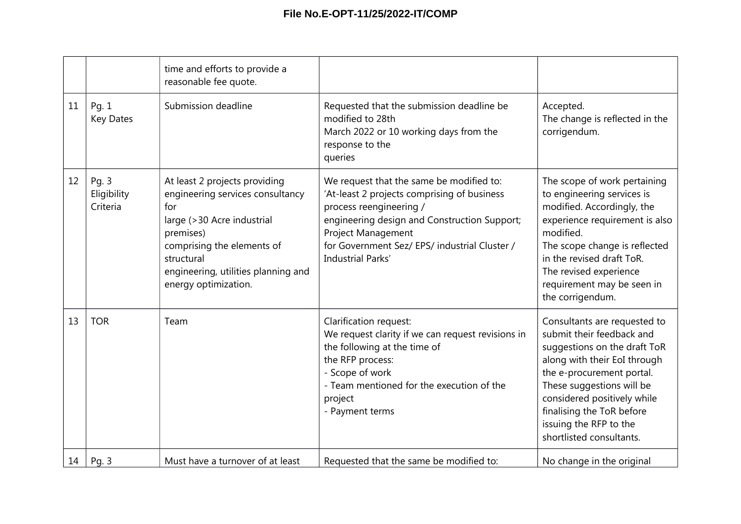| | | | | |
|---|---|---|---|---|
| | | time and efforts to provide a reasonable fee quote. | | |
| 11 | Pg. 1<br>Key Dates | Submission deadline | Requested that the submission deadline be modified to 28th<br>March 2022 or 10 working days from the response to the<br>queries | Accepted.<br>The change is reflected in the corrigendum. |
| 12 | Pg. 3<br>Eligibility Criteria | At least 2 projects providing engineering services consultancy for<br>large (>30 Acre industrial premises)<br>comprising the elements of structural<br>engineering, utilities planning and energy optimization. | We request that the same be modified to:<br>'At-least 2 projects comprising of business process reengineering /<br>engineering design and Construction Support; Project Management<br>for Government Sez/ EPS/ industrial Cluster / Industrial Parks' | The scope of work pertaining to engineering services is modified. Accordingly, the experience requirement is also modified.<br>The scope change is reflected in the revised draft ToR.<br>The revised experience requirement may be seen in the corrigendum. |
| 13 | TOR | Team | Clarification request:<br>We request clarity if we can request revisions in the following at the time of<br>the RFP process:<br>- Scope of work<br>- Team mentioned for the execution of the project<br>- Payment terms | Consultants are requested to submit their feedback and suggestions on the draft ToR along with their EoI through the e-procurement portal. These suggestions will be considered positively while finalising the ToR before issuing the RFP to the shortlisted consultants. |
| 14 | Pg. 3 | Must have a turnover of at least | Requested that the same be modified to: | No change in the original |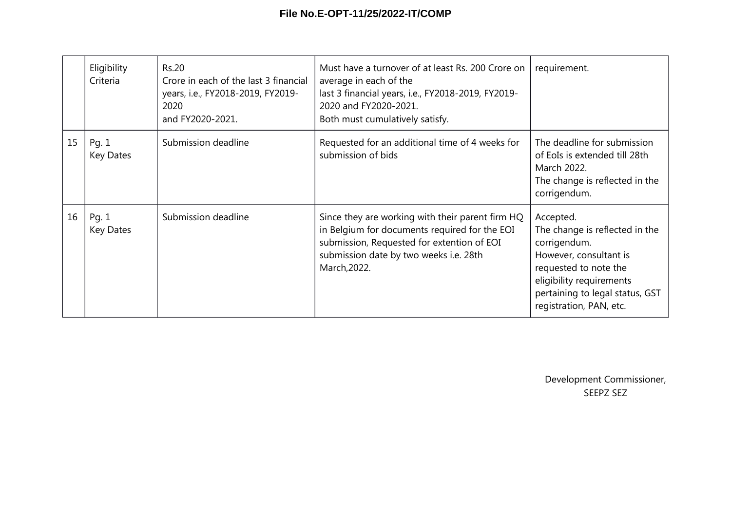File No.E-OPT-11/25/2022-IT/COMP

| | | | | |
|---|---|---|---|---|
| | Eligibility Criteria | Rs.20 Crore in each of the last 3 financial years, i.e., FY2018-2019, FY2019-2020 and FY2020-2021. | Must have a turnover of at least Rs. 200 Crore on average in each of the last 3 financial years, i.e., FY2018-2019, FY2019-2020 and FY2020-2021. Both must cumulatively satisfy. | requirement. |
| 15 | Pg. 1 Key Dates | Submission deadline | Requested for an additional time of 4 weeks for submission of bids | The deadline for submission of EoIs is extended till 28th March 2022. The change is reflected in the corrigendum. |
| 16 | Pg. 1 Key Dates | Submission deadline | Since they are working with their parent firm HQ in Belgium for documents required for the EOI submission, Requested for extention of EOI submission date by two weeks i.e. 28th March,2022. | Accepted. The change is reflected in the corrigendum. However, consultant is requested to note the eligibility requirements pertaining to legal status, GST registration, PAN, etc. |

Development Commissioner,
SEEPZ SEZ